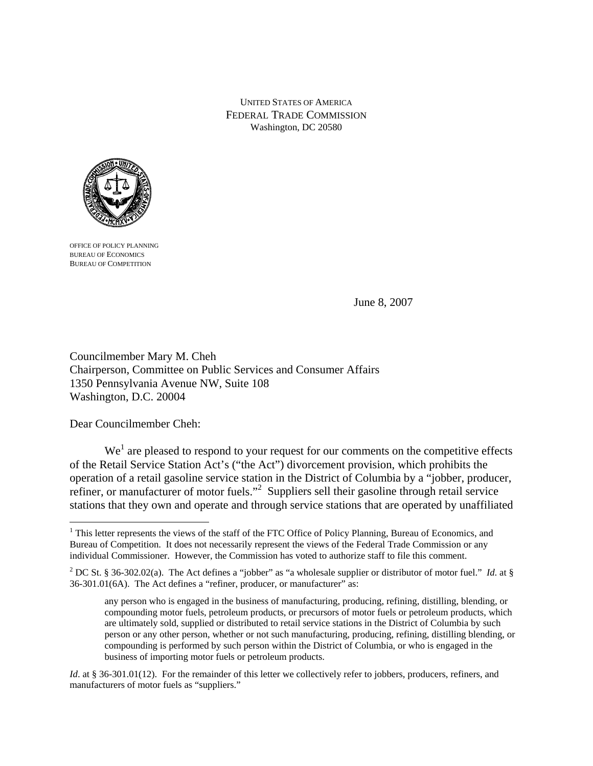UNITED STATES OF AMERICA
FEDERAL TRADE COMMISSION
Washington, DC 20580

OFFICE OF POLICY PLANNING
BUREAU OF ECONOMICS
BUREAU OF COMPETITION

June 8, 2007

Councilmember Mary M. Cheh
Chairperson, Committee on Public Services and Consumer Affairs
1350 Pennsylvania Avenue NW, Suite 108
Washington, D.C. 20004

Dear Councilmember Cheh:

We[1] are pleased to respond to your request for our comments on the competitive effects of the Retail Service Station Act's ("the Act") divorcement provision, which prohibits the operation of a retail gasoline service station in the District of Columbia by a "jobber, producer, refiner, or manufacturer of motor fuels."[2] Suppliers sell their gasoline through retail service stations that they own and operate and through service stations that are operated by unaffiliated

---

[1] This letter represents the views of the staff of the FTC Office of Policy Planning, Bureau of Economics, and Bureau of Competition. It does not necessarily represent the views of the Federal Trade Commission or any individual Commissioner. However, the Commission has voted to authorize staff to file this comment.

[2] DC St. § 36-302.02(a). The Act defines a "jobber" as "a wholesale supplier or distributor of motor fuel." *Id.* at § 36-301.01(6A). The Act defines a "refiner, producer, or manufacturer" as:

> any person who is engaged in the business of manufacturing, producing, refining, distilling, blending, or compounding motor fuels, petroleum products, or precursors of motor fuels or petroleum products, which are ultimately sold, supplied or distributed to retail service stations in the District of Columbia by such person or any other person, whether or not such manufacturing, producing, refining, distilling blending, or compounding is performed by such person within the District of Columbia, or who is engaged in the business of importing motor fuels or petroleum products.

*Id*. at § 36-301.01(12). For the remainder of this letter we collectively refer to jobbers, producers, refiners, and manufacturers of motor fuels as "suppliers."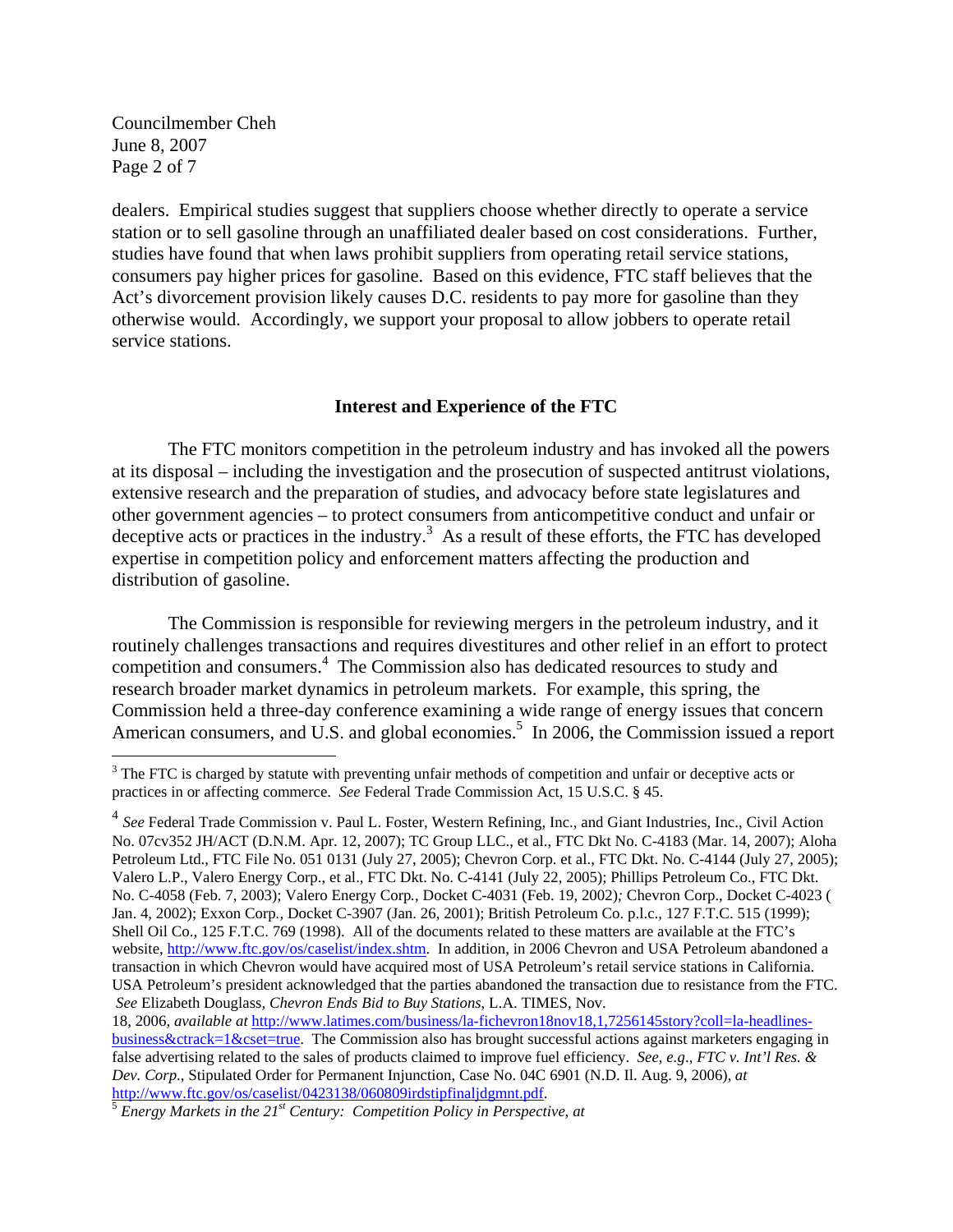dealers. Empirical studies suggest that suppliers choose whether directly to operate a service station or to sell gasoline through an unaffiliated dealer based on cost considerations. Further, studies have found that when laws prohibit suppliers from operating retail service stations, consumers pay higher prices for gasoline. Based on this evidence, FTC staff believes that the Act's divorcement provision likely causes D.C. residents to pay more for gasoline than they otherwise would. Accordingly, we support your proposal to allow jobbers to operate retail service stations.

## Interest and Experience of the FTC

The FTC monitors competition in the petroleum industry and has invoked all the powers at its disposal – including the investigation and the prosecution of suspected antitrust violations, extensive research and the preparation of studies, and advocacy before state legislatures and other government agencies – to protect consumers from anticompetitive conduct and unfair or deceptive acts or practices in the industry.[3] As a result of these efforts, the FTC has developed expertise in competition policy and enforcement matters affecting the production and distribution of gasoline.

The Commission is responsible for reviewing mergers in the petroleum industry, and it routinely challenges transactions and requires divestitures and other relief in an effort to protect competition and consumers.[4] The Commission also has dedicated resources to study and research broader market dynamics in petroleum markets. For example, this spring, the Commission held a three-day conference examining a wide range of energy issues that concern American consumers, and U.S. and global economies.[5] In 2006, the Commission issued a report

---

[3] The FTC is charged by statute with preventing unfair methods of competition and unfair or deceptive acts or practices in or affecting commerce. *See* Federal Trade Commission Act, 15 U.S.C. § 45.

[4] *See* Federal Trade Commission v. Paul L. Foster, Western Refining, Inc., and Giant Industries, Inc., Civil Action No. 07cv352 JH/ACT (D.N.M. Apr. 12, 2007); TC Group LLC., et al., FTC Dkt No. C-4183 (Mar. 14, 2007); Aloha Petroleum Ltd., FTC File No. 051 0131 (July 27, 2005); Chevron Corp. et al., FTC Dkt. No. C-4144 (July 27, 2005); Valero L.P., Valero Energy Corp., et al., FTC Dkt. No. C-4141 (July 22, 2005); Phillips Petroleum Co., FTC Dkt. No. C-4058 (Feb. 7, 2003); Valero Energy Corp., Docket C-4031 (Feb. 19, 2002); Chevron Corp., Docket C-4023 (Jan. 4, 2002); Exxon Corp., Docket C-3907 (Jan. 26, 2001); British Petroleum Co. p.l.c., 127 F.T.C. 515 (1999); Shell Oil Co., 125 F.T.C. 769 (1998). All of the documents related to these matters are available at the FTC's website, http://www.ftc.gov/os/caselist/index.shtm. In addition, in 2006 Chevron and USA Petroleum abandoned a transaction in which Chevron would have acquired most of USA Petroleum's retail service stations in California. USA Petroleum's president acknowledged that the parties abandoned the transaction due to resistance from the FTC. *See* Elizabeth Douglass, *Chevron Ends Bid to Buy Stations*, L.A. TIMES, Nov. 18, 2006, *available at* http://www.latimes.com/business/la-fichevron18nov18,1,7256145story?coll=la-headlines-business&ctrack=1&cset=true. The Commission also has brought successful actions against marketers engaging in false advertising related to the sales of products claimed to improve fuel efficiency. *See, e.g.*, *FTC v. Int'l Res. & Dev. Corp.*, Stipulated Order for Permanent Injunction, Case No. 04C 6901 (N.D. Il. Aug. 9, 2006), *at* http://www.ftc.gov/os/caselist/0423138/060809irdstipfinaljdgmnt.pdf.

[5] *Energy Markets in the 21st Century: Competition Policy in Perspective*, *at*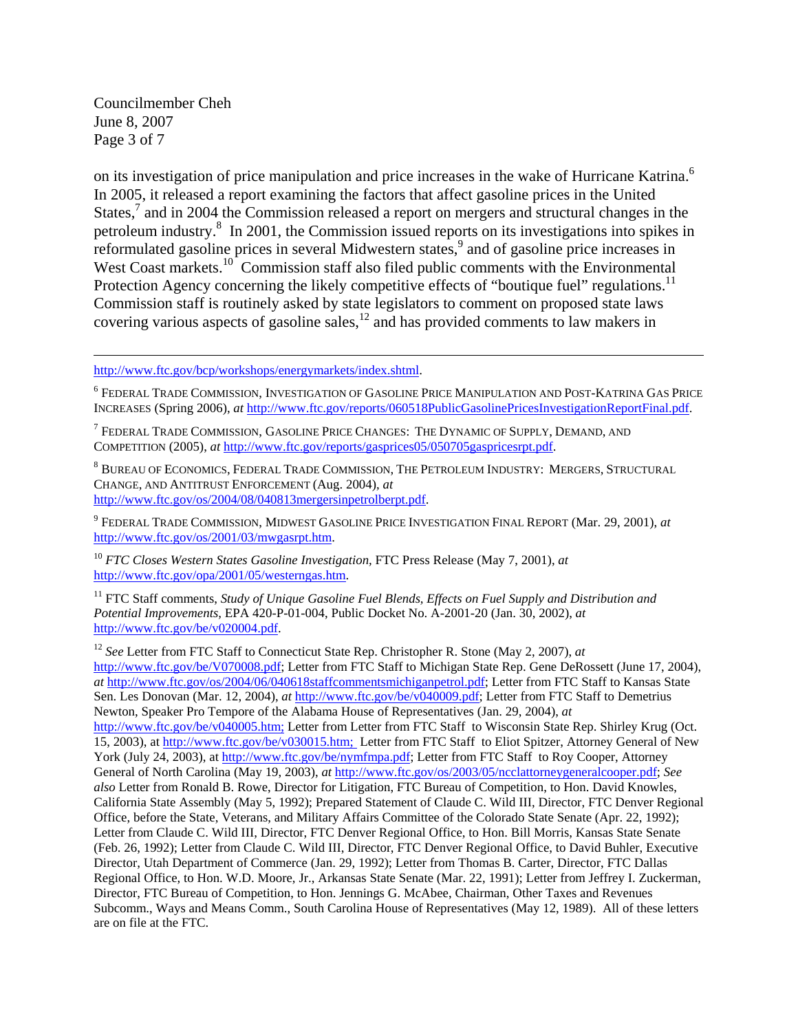on its investigation of price manipulation and price increases in the wake of Hurricane Katrina.[6] In 2005, it released a report examining the factors that affect gasoline prices in the United States,[7] and in 2004 the Commission released a report on mergers and structural changes in the petroleum industry.[8] In 2001, the Commission issued reports on its investigations into spikes in reformulated gasoline prices in several Midwestern states,[9] and of gasoline price increases in West Coast markets.[10] Commission staff also filed public comments with the Environmental Protection Agency concerning the likely competitive effects of "boutique fuel" regulations.[11] Commission staff is routinely asked by state legislators to comment on proposed state laws covering various aspects of gasoline sales,[12] and has provided comments to law makers in

---

http://www.ftc.gov/bcp/workshops/energymarkets/index.shtml.

[6] FEDERAL TRADE COMMISSION, INVESTIGATION OF GASOLINE PRICE MANIPULATION AND POST-KATRINA GAS PRICE INCREASES (Spring 2006), *at* http://www.ftc.gov/reports/060518PublicGasolinePricesInvestigationReportFinal.pdf.

[7] FEDERAL TRADE COMMISSION, GASOLINE PRICE CHANGES: THE DYNAMIC OF SUPPLY, DEMAND, AND COMPETITION (2005), *at* http://www.ftc.gov/reports/gasprices05/050705gaspricesrpt.pdf.

[8] BUREAU OF ECONOMICS, FEDERAL TRADE COMMISSION, THE PETROLEUM INDUSTRY: MERGERS, STRUCTURAL CHANGE, AND ANTITRUST ENFORCEMENT (Aug. 2004), *at* http://www.ftc.gov/os/2004/08/040813mergersinpetrolberpt.pdf.

[9] FEDERAL TRADE COMMISSION, MIDWEST GASOLINE PRICE INVESTIGATION FINAL REPORT (Mar. 29, 2001), *at* http://www.ftc.gov/os/2001/03/mwgasrpt.htm.

[10] *FTC Closes Western States Gasoline Investigation,* FTC Press Release (May 7, 2001), *at* http://www.ftc.gov/opa/2001/05/westerngas.htm.

[11] FTC Staff comments, *Study of Unique Gasoline Fuel Blends, Effects on Fuel Supply and Distribution and Potential Improvements*, EPA 420-P-01-004, Public Docket No. A-2001-20 (Jan. 30, 2002), *at* http://www.ftc.gov/be/v020004.pdf.

[12] *See* Letter from FTC Staff to Connecticut State Rep. Christopher R. Stone (May 2, 2007), *at* http://www.ftc.gov/be/V070008.pdf; Letter from FTC Staff to Michigan State Rep. Gene DeRossett (June 17, 2004), *at* http://www.ftc.gov/os/2004/06/040618staffcommentsmichiganpetrol.pdf; Letter from FTC Staff to Kansas State Sen. Les Donovan (Mar. 12, 2004), *at* http://www.ftc.gov/be/v040009.pdf; Letter from FTC Staff to Demetrius Newton, Speaker Pro Tempore of the Alabama House of Representatives (Jan. 29, 2004), *at* http://www.ftc.gov/be/v040005.htm; Letter from Letter from FTC Staff to Wisconsin State Rep. Shirley Krug (Oct. 15, 2003), at http://www.ftc.gov/be/v030015.htm; Letter from FTC Staff to Eliot Spitzer, Attorney General of New York (July 24, 2003), at http://www.ftc.gov/be/nymfmpa.pdf; Letter from FTC Staff to Roy Cooper, Attorney General of North Carolina (May 19, 2003), *at* http://www.ftc.gov/os/2003/05/ncclattorneygeneralcooper.pdf; *See also* Letter from Ronald B. Rowe, Director for Litigation, FTC Bureau of Competition, to Hon. David Knowles, California State Assembly (May 5, 1992); Prepared Statement of Claude C. Wild III, Director, FTC Denver Regional Office, before the State, Veterans, and Military Affairs Committee of the Colorado State Senate (Apr. 22, 1992); Letter from Claude C. Wild III, Director, FTC Denver Regional Office, to Hon. Bill Morris, Kansas State Senate (Feb. 26, 1992); Letter from Claude C. Wild III, Director, FTC Denver Regional Office, to David Buhler, Executive Director, Utah Department of Commerce (Jan. 29, 1992); Letter from Thomas B. Carter, Director, FTC Dallas Regional Office, to Hon. W.D. Moore, Jr., Arkansas State Senate (Mar. 22, 1991); Letter from Jeffrey I. Zuckerman, Director, FTC Bureau of Competition, to Hon. Jennings G. McAbee, Chairman, Other Taxes and Revenues Subcomm., Ways and Means Comm., South Carolina House of Representatives (May 12, 1989). All of these letters are on file at the FTC.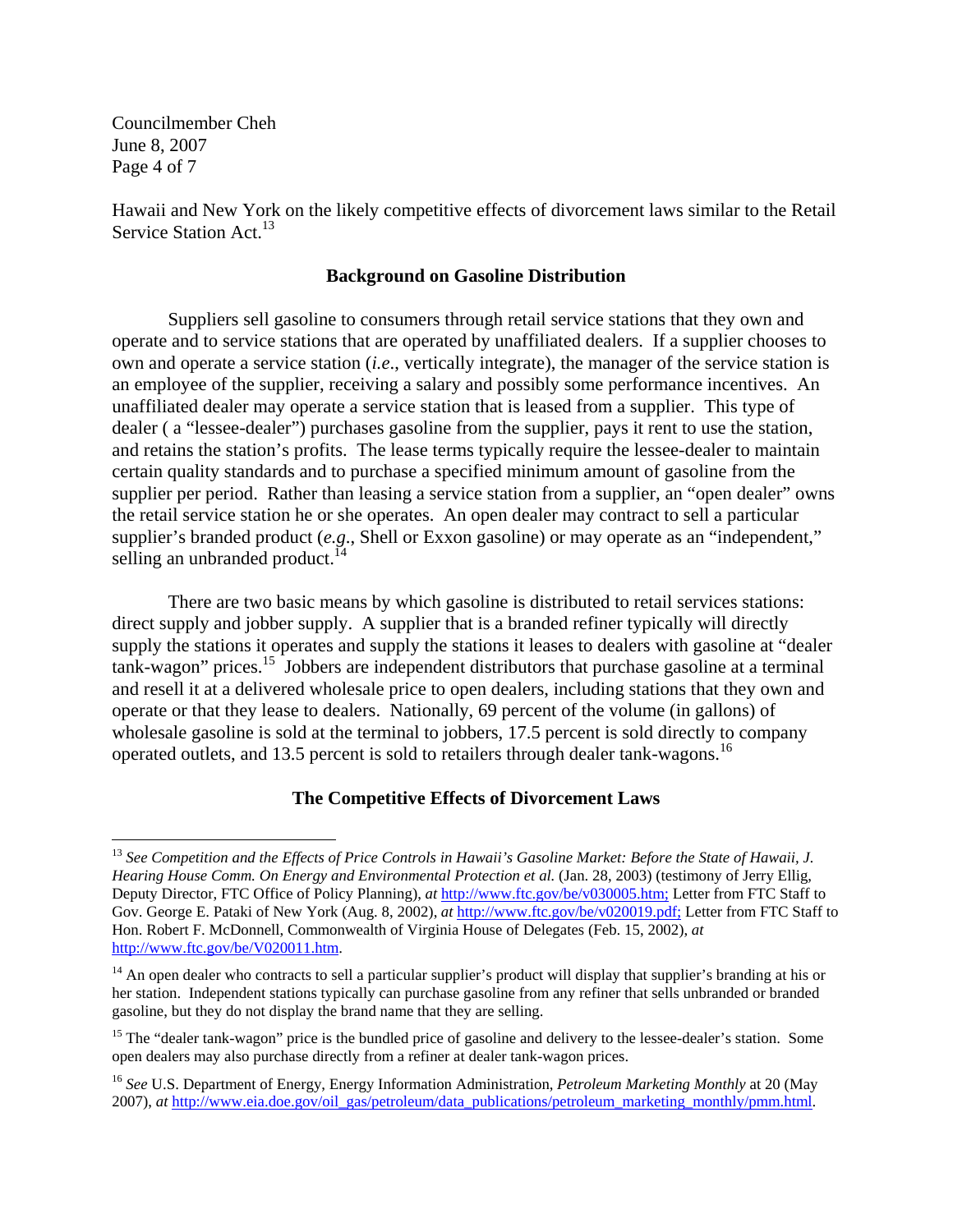Hawaii and New York on the likely competitive effects of divorcement laws similar to the Retail Service Station Act.[13]

## Background on Gasoline Distribution

Suppliers sell gasoline to consumers through retail service stations that they own and operate and to service stations that are operated by unaffiliated dealers. If a supplier chooses to own and operate a service station (*i.e*., vertically integrate), the manager of the service station is an employee of the supplier, receiving a salary and possibly some performance incentives. An unaffiliated dealer may operate a service station that is leased from a supplier. This type of dealer ( a "lessee-dealer") purchases gasoline from the supplier, pays it rent to use the station, and retains the station's profits. The lease terms typically require the lessee-dealer to maintain certain quality standards and to purchase a specified minimum amount of gasoline from the supplier per period. Rather than leasing a service station from a supplier, an "open dealer" owns the retail service station he or she operates. An open dealer may contract to sell a particular supplier's branded product (*e.g*., Shell or Exxon gasoline) or may operate as an "independent," selling an unbranded product.[14]

There are two basic means by which gasoline is distributed to retail services stations: direct supply and jobber supply. A supplier that is a branded refiner typically will directly supply the stations it operates and supply the stations it leases to dealers with gasoline at "dealer tank-wagon" prices.[15] Jobbers are independent distributors that purchase gasoline at a terminal and resell it at a delivered wholesale price to open dealers, including stations that they own and operate or that they lease to dealers. Nationally, 69 percent of the volume (in gallons) of wholesale gasoline is sold at the terminal to jobbers, 17.5 percent is sold directly to company operated outlets, and 13.5 percent is sold to retailers through dealer tank-wagons.[16]

## The Competitive Effects of Divorcement Laws

---

[13] *See Competition and the Effects of Price Controls in Hawaii's Gasoline Market: Before the State of Hawaii, J. Hearing House Comm. On Energy and Environmental Protection et al.* (Jan. 28, 2003) (testimony of Jerry Ellig, Deputy Director, FTC Office of Policy Planning), *at* http://www.ftc.gov/be/v030005.htm; Letter from FTC Staff to Gov. George E. Pataki of New York (Aug. 8, 2002), *at* http://www.ftc.gov/be/v020019.pdf; Letter from FTC Staff to Hon. Robert F. McDonnell, Commonwealth of Virginia House of Delegates (Feb. 15, 2002), *at* http://www.ftc.gov/be/V020011.htm.

[14] An open dealer who contracts to sell a particular supplier's product will display that supplier's branding at his or her station. Independent stations typically can purchase gasoline from any refiner that sells unbranded or branded gasoline, but they do not display the brand name that they are selling.

[15] The "dealer tank-wagon" price is the bundled price of gasoline and delivery to the lessee-dealer's station. Some open dealers may also purchase directly from a refiner at dealer tank-wagon prices.

[16] *See* U.S. Department of Energy, Energy Information Administration, *Petroleum Marketing Monthly* at 20 (May 2007), *at* http://www.eia.doe.gov/oil_gas/petroleum/data_publications/petroleum_marketing_monthly/pmm.html.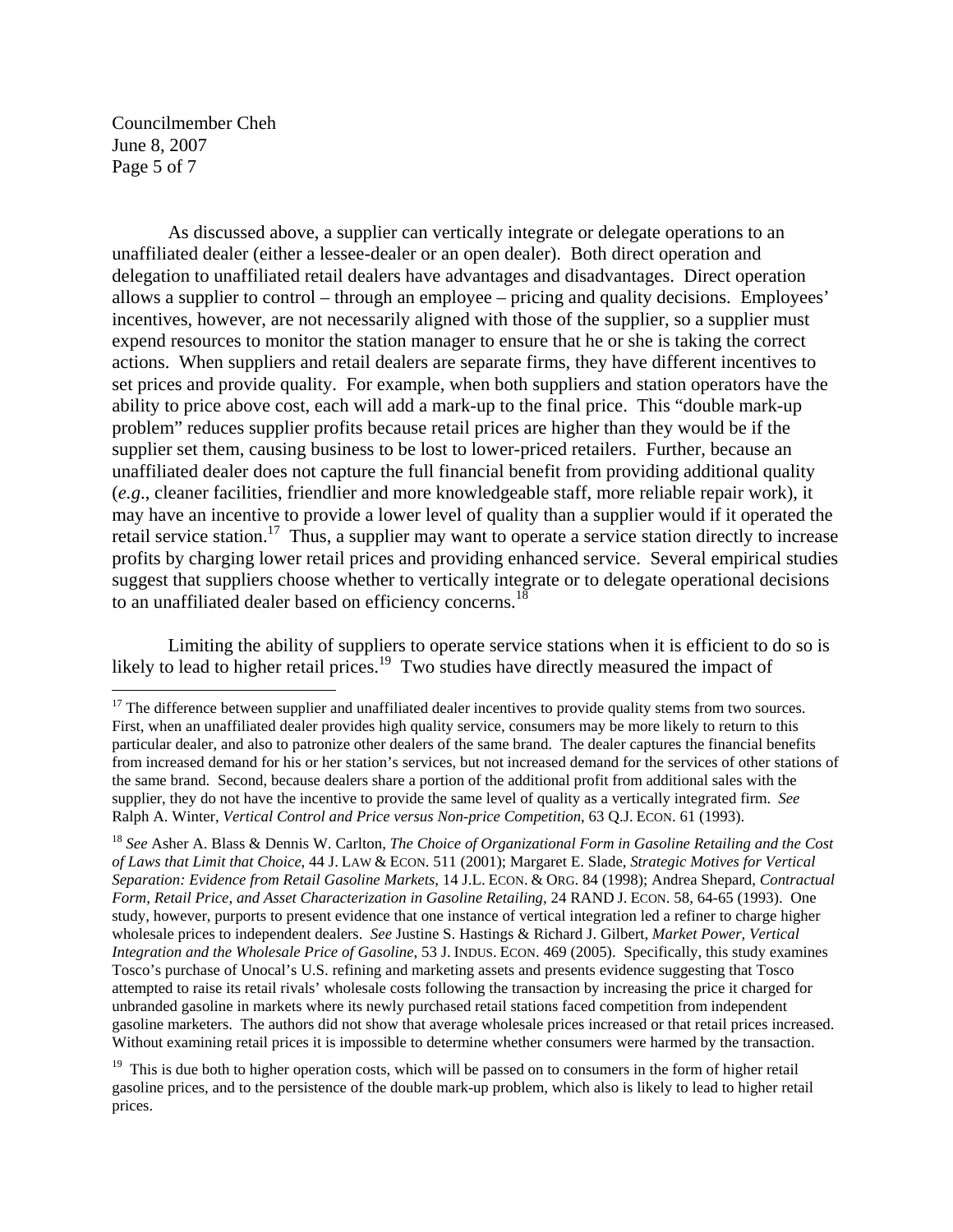As discussed above, a supplier can vertically integrate or delegate operations to an unaffiliated dealer (either a lessee-dealer or an open dealer). Both direct operation and delegation to unaffiliated retail dealers have advantages and disadvantages. Direct operation allows a supplier to control – through an employee – pricing and quality decisions. Employees' incentives, however, are not necessarily aligned with those of the supplier, so a supplier must expend resources to monitor the station manager to ensure that he or she is taking the correct actions. When suppliers and retail dealers are separate firms, they have different incentives to set prices and provide quality. For example, when both suppliers and station operators have the ability to price above cost, each will add a mark-up to the final price. This "double mark-up problem" reduces supplier profits because retail prices are higher than they would be if the supplier set them, causing business to be lost to lower-priced retailers. Further, because an unaffiliated dealer does not capture the full financial benefit from providing additional quality (*e.g.*, cleaner facilities, friendlier and more knowledgeable staff, more reliable repair work), it may have an incentive to provide a lower level of quality than a supplier would if it operated the retail service station.[17] Thus, a supplier may want to operate a service station directly to increase profits by charging lower retail prices and providing enhanced service. Several empirical studies suggest that suppliers choose whether to vertically integrate or to delegate operational decisions to an unaffiliated dealer based on efficiency concerns.[18]

Limiting the ability of suppliers to operate service stations when it is efficient to do so is likely to lead to higher retail prices.[19] Two studies have directly measured the impact of

---

[17] The difference between supplier and unaffiliated dealer incentives to provide quality stems from two sources. First, when an unaffiliated dealer provides high quality service, consumers may be more likely to return to this particular dealer, and also to patronize other dealers of the same brand. The dealer captures the financial benefits from increased demand for his or her station's services, but not increased demand for the services of other stations of the same brand. Second, because dealers share a portion of the additional profit from additional sales with the supplier, they do not have the incentive to provide the same level of quality as a vertically integrated firm. *See* Ralph A. Winter, *Vertical Control and Price versus Non-price Competition*, 63 Q.J. ECON. 61 (1993).

[18] *See* Asher A. Blass & Dennis W. Carlton, *The Choice of Organizational Form in Gasoline Retailing and the Cost of Laws that Limit that Choice*, 44 J. LAW & ECON. 511 (2001); Margaret E. Slade, *Strategic Motives for Vertical Separation: Evidence from Retail Gasoline Markets*, 14 J.L. ECON. & ORG. 84 (1998); Andrea Shepard, *Contractual Form, Retail Price, and Asset Characterization in Gasoline Retailing*, 24 RAND J. ECON. 58, 64-65 (1993). One study, however, purports to present evidence that one instance of vertical integration led a refiner to charge higher wholesale prices to independent dealers. *See* Justine S. Hastings & Richard J. Gilbert, *Market Power, Vertical Integration and the Wholesale Price of Gasoline*, 53 J. INDUS. ECON. 469 (2005). Specifically, this study examines Tosco's purchase of Unocal's U.S. refining and marketing assets and presents evidence suggesting that Tosco attempted to raise its retail rivals' wholesale costs following the transaction by increasing the price it charged for unbranded gasoline in markets where its newly purchased retail stations faced competition from independent gasoline marketers. The authors did not show that average wholesale prices increased or that retail prices increased. Without examining retail prices it is impossible to determine whether consumers were harmed by the transaction.

[19] This is due both to higher operation costs, which will be passed on to consumers in the form of higher retail gasoline prices, and to the persistence of the double mark-up problem, which also is likely to lead to higher retail prices.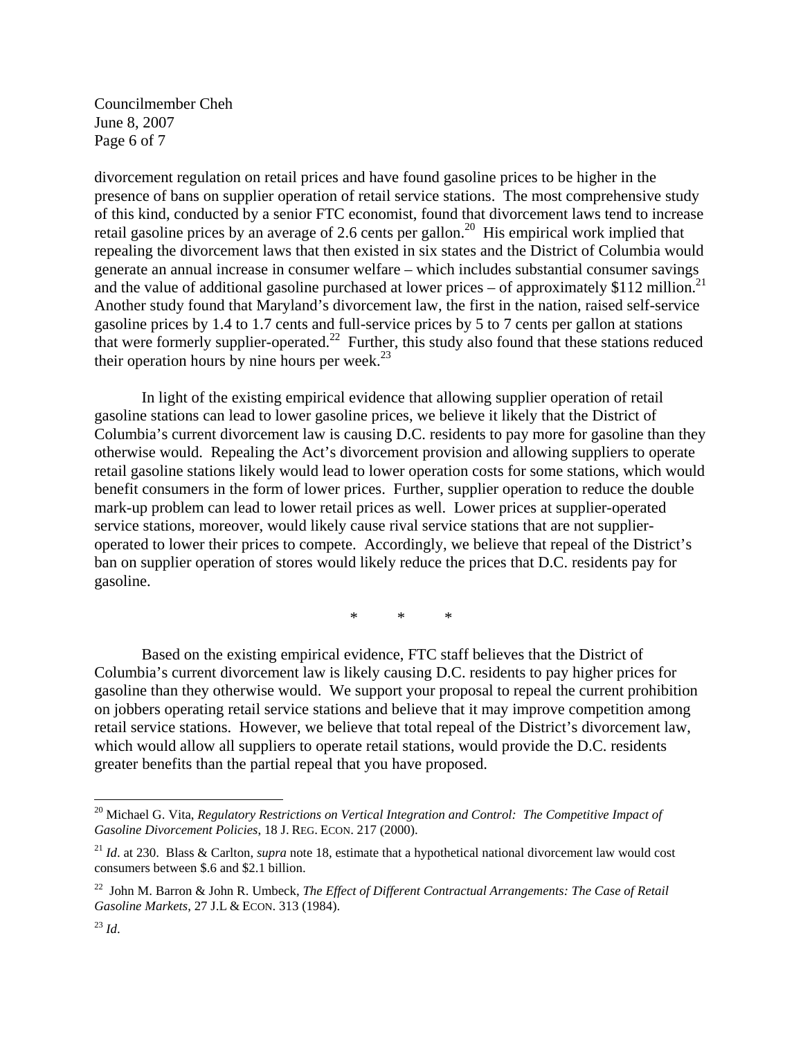divorcement regulation on retail prices and have found gasoline prices to be higher in the presence of bans on supplier operation of retail service stations. The most comprehensive study of this kind, conducted by a senior FTC economist, found that divorcement laws tend to increase retail gasoline prices by an average of 2.6 cents per gallon.[20] His empirical work implied that repealing the divorcement laws that then existed in six states and the District of Columbia would generate an annual increase in consumer welfare – which includes substantial consumer savings and the value of additional gasoline purchased at lower prices – of approximately $112 million.[21] Another study found that Maryland's divorcement law, the first in the nation, raised self-service gasoline prices by 1.4 to 1.7 cents and full-service prices by 5 to 7 cents per gallon at stations that were formerly supplier-operated.[22] Further, this study also found that these stations reduced their operation hours by nine hours per week.[23]

In light of the existing empirical evidence that allowing supplier operation of retail gasoline stations can lead to lower gasoline prices, we believe it likely that the District of Columbia's current divorcement law is causing D.C. residents to pay more for gasoline than they otherwise would. Repealing the Act's divorcement provision and allowing suppliers to operate retail gasoline stations likely would lead to lower operation costs for some stations, which would benefit consumers in the form of lower prices. Further, supplier operation to reduce the double mark-up problem can lead to lower retail prices as well. Lower prices at supplier-operated service stations, moreover, would likely cause rival service stations that are not supplier-operated to lower their prices to compete. Accordingly, we believe that repeal of the District's ban on supplier operation of stores would likely reduce the prices that D.C. residents pay for gasoline.

\* \* \*

Based on the existing empirical evidence, FTC staff believes that the District of Columbia's current divorcement law is likely causing D.C. residents to pay higher prices for gasoline than they otherwise would. We support your proposal to repeal the current prohibition on jobbers operating retail service stations and believe that it may improve competition among retail service stations. However, we believe that total repeal of the District's divorcement law, which would allow all suppliers to operate retail stations, would provide the D.C. residents greater benefits than the partial repeal that you have proposed.

---

[20] Michael G. Vita, *Regulatory Restrictions on Vertical Integration and Control: The Competitive Impact of Gasoline Divorcement Policies*, 18 J. REG. ECON. 217 (2000).

[21] *Id*. at 230. Blass & Carlton, *supra* note 18, estimate that a hypothetical national divorcement law would cost consumers between $.6 and $2.1 billion.

[22] John M. Barron & John R. Umbeck, *The Effect of Different Contractual Arrangements: The Case of Retail Gasoline Markets*, 27 J.L & ECON. 313 (1984).

[23] *Id*.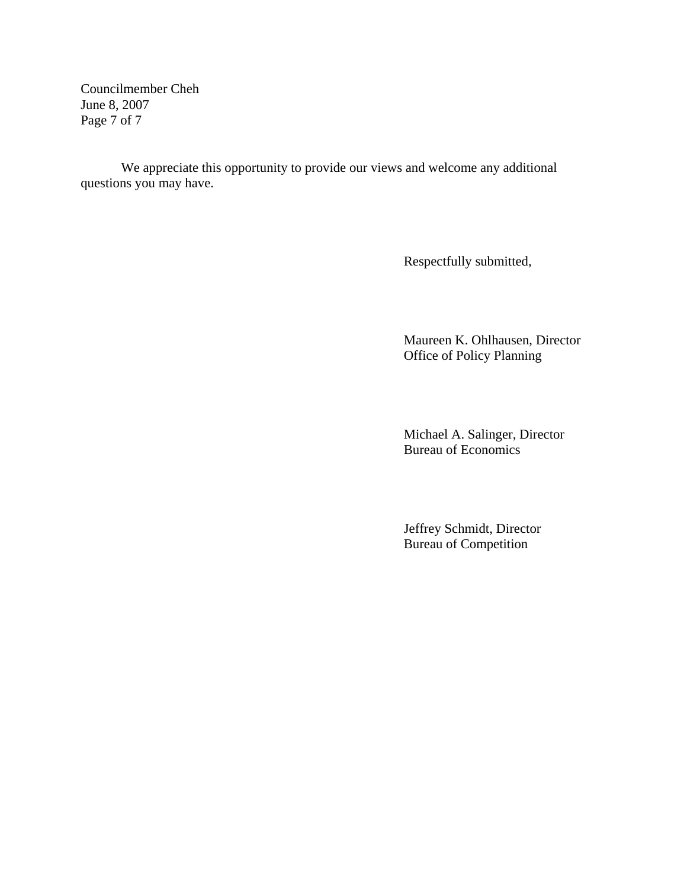We appreciate this opportunity to provide our views and welcome any additional questions you may have.

Respectfully submitted,

Maureen K. Ohlhausen, Director
Office of Policy Planning

Michael A. Salinger, Director
Bureau of Economics

Jeffrey Schmidt, Director
Bureau of Competition